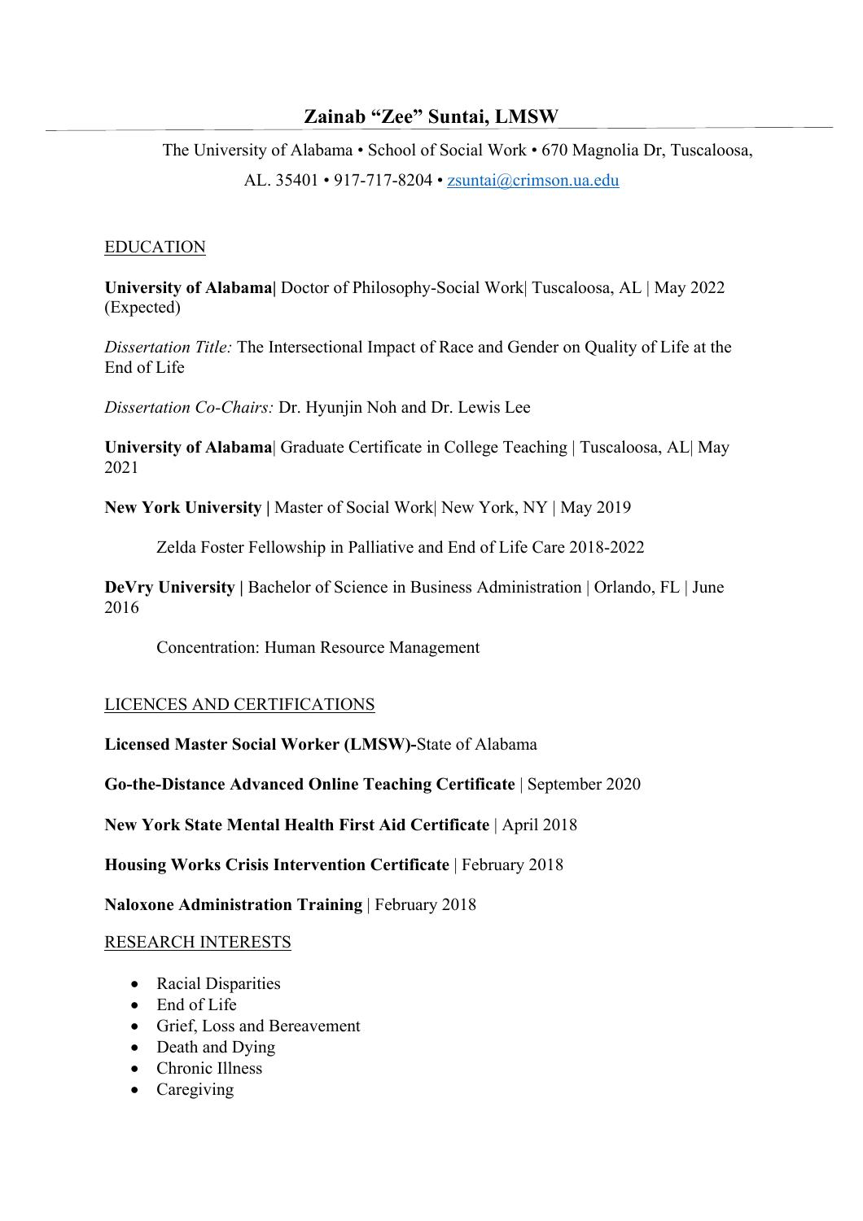# Zainab "Zee" Suntai, LMSW

The University of Alabama • School of Social Work • 670 Magnolia Dr, Tuscaloosa, AL. 35401 • 917-717-8204 • zsuntai@crimson.ua.edu

## EDUCATION

**University of Alabama|** Doctor of Philosophy-Social Work| Tuscaloosa, AL | May 2022 (Expected)

*Dissertation Title:* The Intersectional Impact of Race and Gender on Quality of Life at the End of Life

*Dissertation Co-Chairs:* Dr. Hyunjin Noh and Dr. Lewis Lee

**University of Alabama**| Graduate Certificate in College Teaching | Tuscaloosa, AL| May 2021

**New York University |** Master of Social Work| New York, NY | May 2019

Zelda Foster Fellowship in Palliative and End of Life Care 2018-2022

**DeVry University |** Bachelor of Science in Business Administration | Orlando, FL | June 2016

Concentration: Human Resource Management

## LICENCES AND CERTIFICATIONS

**Licensed Master Social Worker (LMSW)-**State of Alabama

**Go-the-Distance Advanced Online Teaching Certificate** | September 2020

**New York State Mental Health First Aid Certificate** | April 2018

**Housing Works Crisis Intervention Certificate** | February 2018

**Naloxone Administration Training** | February 2018

## RESEARCH INTERESTS

- Racial Disparities
- End of Life
- Grief, Loss and Bereavement
- Death and Dying
- Chronic Illness
- Caregiving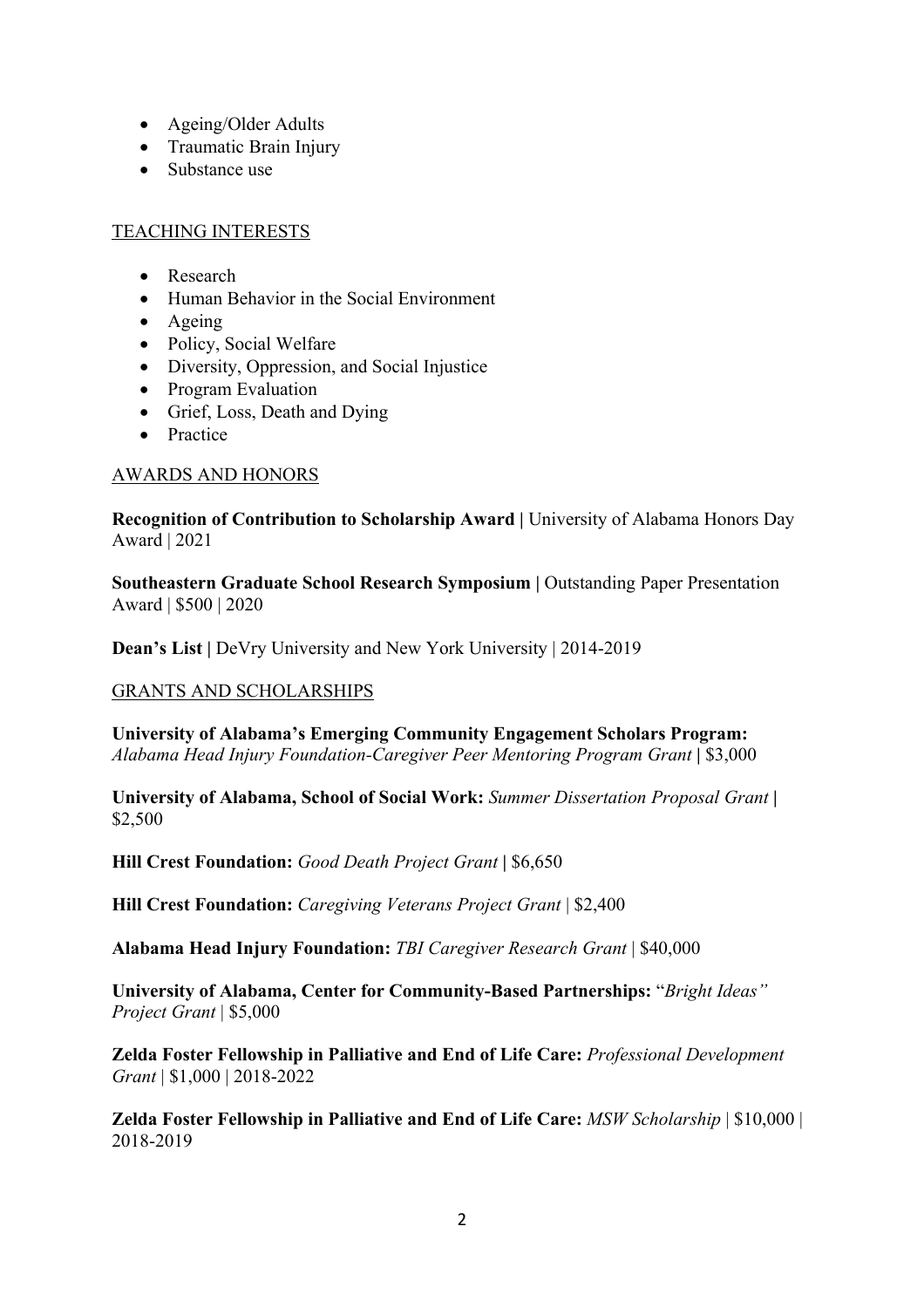- Ageing/Older Adults
- Traumatic Brain Injury
- Substance use

## TEACHING INTERESTS

- Research
- Human Behavior in the Social Environment
- Ageing
- Policy, Social Welfare
- Diversity, Oppression, and Social Injustice
- Program Evaluation
- Grief, Loss, Death and Dying
- Practice

## AWARDS AND HONORS

**Recognition of Contribution to Scholarship Award |** University of Alabama Honors Day Award | 2021

**Southeastern Graduate School Research Symposium |** Outstanding Paper Presentation Award | $500 | 2020

**Dean's List |** DeVry University and New York University | 2014-2019

## GRANTS AND SCHOLARSHIPS

**University of Alabama's Emerging Community Engagement Scholars Program:** *Alabama Head Injury Foundation-Caregiver Peer Mentoring Program Grant* **|** $3,000

**University of Alabama, School of Social Work:** *Summer Dissertation Proposal Grant* **|** $2,500

**Hill Crest Foundation:** *Good Death Project Grant* **|** $6,650

**Hill Crest Foundation:** *Caregiving Veterans Project Grant* | $2,400

**Alabama Head Injury Foundation:** *TBI Caregiver Research Grant* | $40,000

**University of Alabama, Center for Community-Based Partnerships:** "*Bright Ideas" Project Grant* | $5,000

**Zelda Foster Fellowship in Palliative and End of Life Care:** *Professional Development Grant* | $1,000 | 2018-2022

**Zelda Foster Fellowship in Palliative and End of Life Care:** *MSW Scholarship* | $10,000 | 2018-2019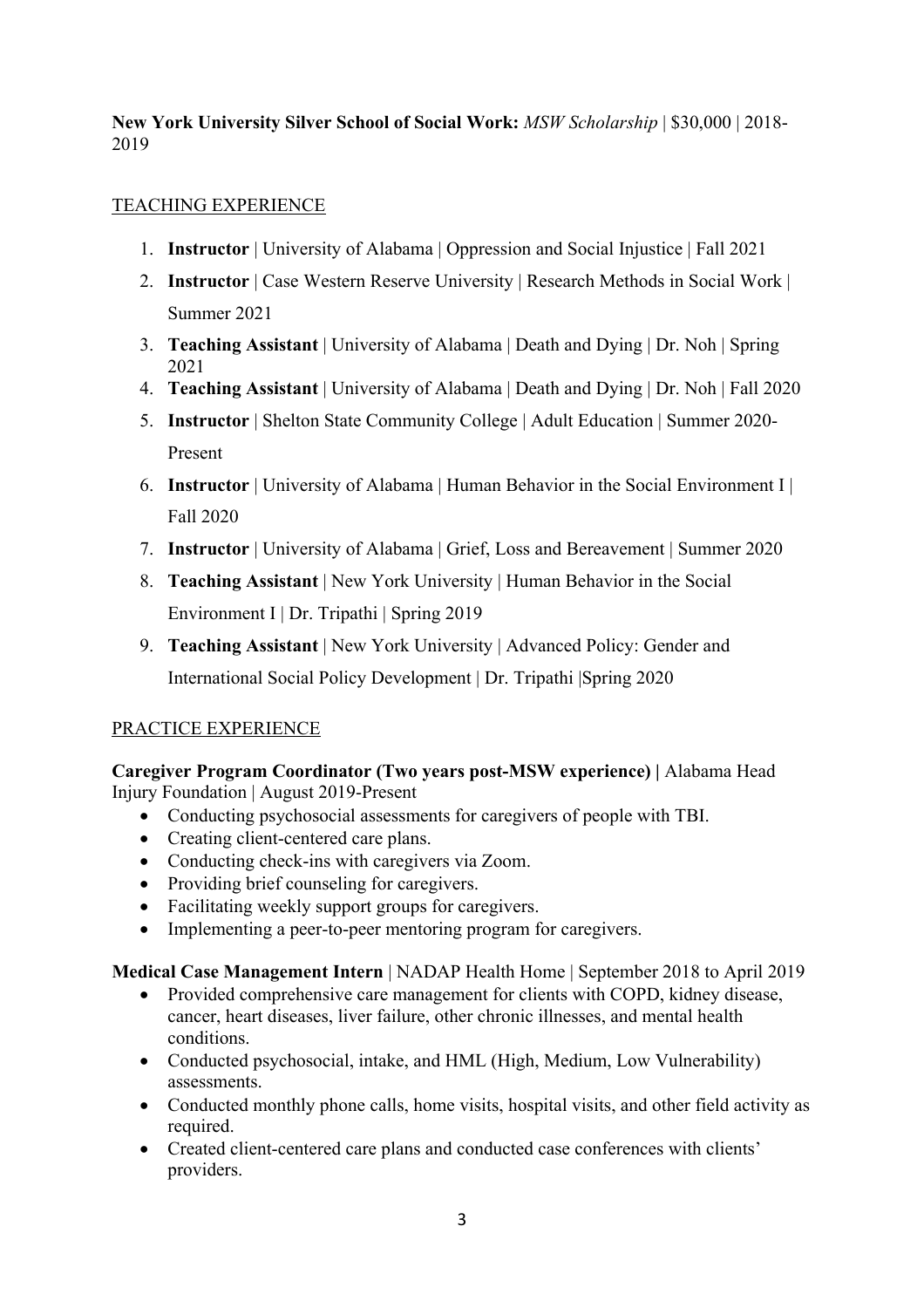**New York University Silver School of Social Work:** *MSW Scholarship* | $30,000 | 2018-2019

## TEACHING EXPERIENCE

1. **Instructor** | University of Alabama | Oppression and Social Injustice | Fall 2021
2. **Instructor** | Case Western Reserve University | Research Methods in Social Work | Summer 2021
3. **Teaching Assistant** | University of Alabama | Death and Dying | Dr. Noh | Spring 2021
4. **Teaching Assistant** | University of Alabama | Death and Dying | Dr. Noh | Fall 2020
5. **Instructor** | Shelton State Community College | Adult Education | Summer 2020-Present
6. **Instructor** | University of Alabama | Human Behavior in the Social Environment I | Fall 2020
7. **Instructor** | University of Alabama | Grief, Loss and Bereavement | Summer 2020
8. **Teaching Assistant** | New York University | Human Behavior in the Social Environment I | Dr. Tripathi | Spring 2019
9. **Teaching Assistant** | New York University | Advanced Policy: Gender and International Social Policy Development | Dr. Tripathi |Spring 2020

## PRACTICE EXPERIENCE

**Caregiver Program Coordinator (Two years post-MSW experience) |** Alabama Head Injury Foundation | August 2019-Present

- Conducting psychosocial assessments for caregivers of people with TBI.
- Creating client-centered care plans.
- Conducting check-ins with caregivers via Zoom.
- Providing brief counseling for caregivers.
- Facilitating weekly support groups for caregivers.
- Implementing a peer-to-peer mentoring program for caregivers.

**Medical Case Management Intern** | NADAP Health Home | September 2018 to April 2019

- Provided comprehensive care management for clients with COPD, kidney disease, cancer, heart diseases, liver failure, other chronic illnesses, and mental health conditions.
- Conducted psychosocial, intake, and HML (High, Medium, Low Vulnerability) assessments.
- Conducted monthly phone calls, home visits, hospital visits, and other field activity as required.
- Created client-centered care plans and conducted case conferences with clients' providers.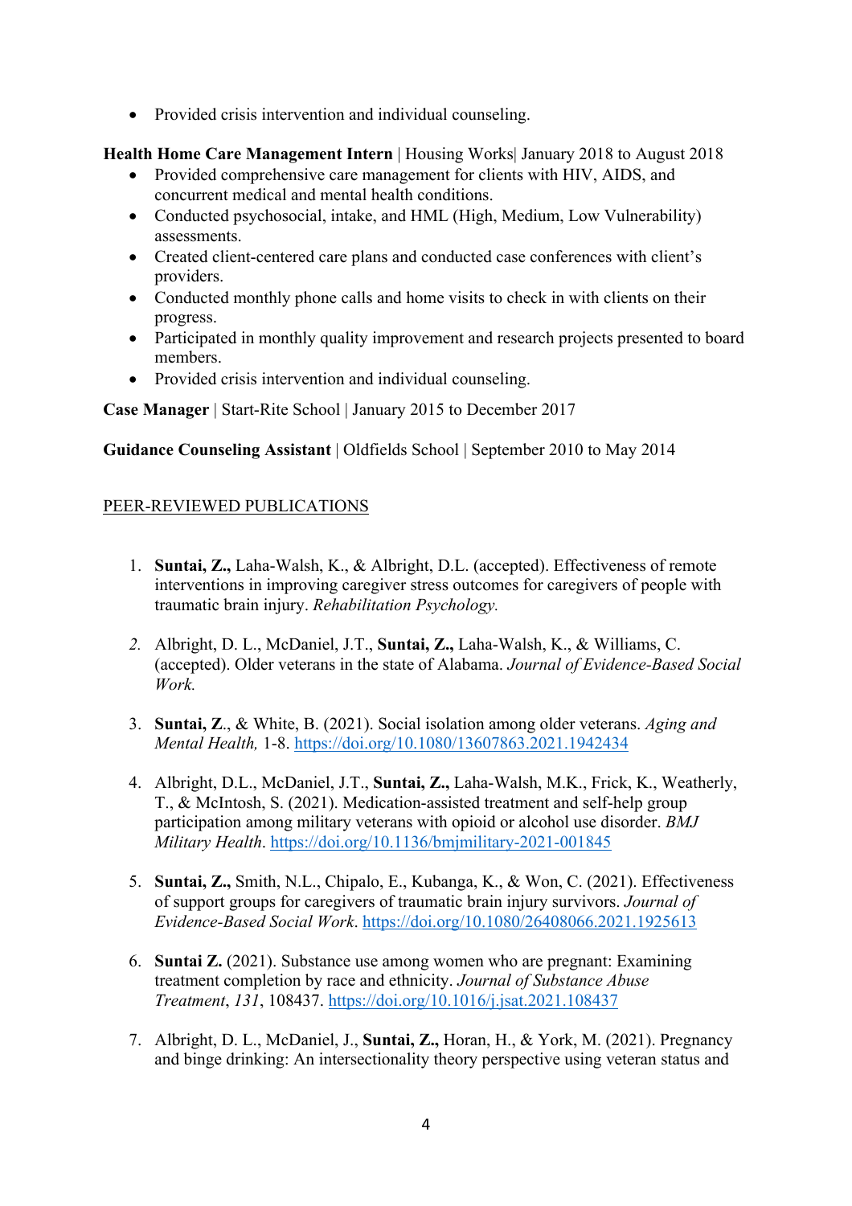- Provided crisis intervention and individual counseling.

**Health Home Care Management Intern** | Housing Works| January 2018 to August 2018

- Provided comprehensive care management for clients with HIV, AIDS, and concurrent medical and mental health conditions.
- Conducted psychosocial, intake, and HML (High, Medium, Low Vulnerability) assessments.
- Created client-centered care plans and conducted case conferences with client's providers.
- Conducted monthly phone calls and home visits to check in with clients on their progress.
- Participated in monthly quality improvement and research projects presented to board members.
- Provided crisis intervention and individual counseling.

**Case Manager** | Start-Rite School | January 2015 to December 2017

**Guidance Counseling Assistant** | Oldfields School | September 2010 to May 2014

## PEER-REVIEWED PUBLICATIONS

1. **Suntai, Z.,** Laha-Walsh, K., & Albright, D.L. (accepted). Effectiveness of remote interventions in improving caregiver stress outcomes for caregivers of people with traumatic brain injury. *Rehabilitation Psychology.*

2. Albright, D. L., McDaniel, J.T., **Suntai, Z.,** Laha-Walsh, K., & Williams, C. (accepted). Older veterans in the state of Alabama. *Journal of Evidence-Based Social Work.*

3. **Suntai, Z**., & White, B. (2021). Social isolation among older veterans. *Aging and Mental Health,* 1-8. https://doi.org/10.1080/13607863.2021.1942434

4. Albright, D.L., McDaniel, J.T., **Suntai, Z.,** Laha-Walsh, M.K., Frick, K., Weatherly, T., & McIntosh, S. (2021). Medication-assisted treatment and self-help group participation among military veterans with opioid or alcohol use disorder. *BMJ Military Health*. https://doi.org/10.1136/bmjmilitary-2021-001845

5. **Suntai, Z.,** Smith, N.L., Chipalo, E., Kubanga, K., & Won, C. (2021). Effectiveness of support groups for caregivers of traumatic brain injury survivors. *Journal of Evidence-Based Social Work*. https://doi.org/10.1080/26408066.2021.1925613

6. **Suntai Z.** (2021). Substance use among women who are pregnant: Examining treatment completion by race and ethnicity. *Journal of Substance Abuse Treatment*, *131*, 108437. https://doi.org/10.1016/j.jsat.2021.108437

7. Albright, D. L., McDaniel, J., **Suntai, Z.,** Horan, H., & York, M. (2021). Pregnancy and binge drinking: An intersectionality theory perspective using veteran status and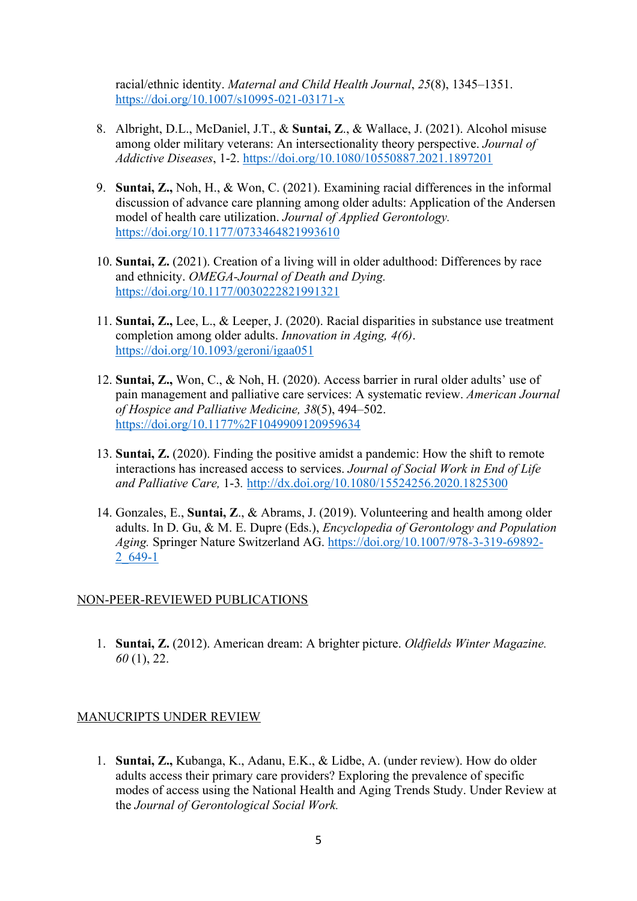racial/ethnic identity. *Maternal and Child Health Journal*, *25*(8), 1345–1351. https://doi.org/10.1007/s10995-021-03171-x

8. Albright, D.L., McDaniel, J.T., & **Suntai, Z**., & Wallace, J. (2021). Alcohol misuse among older military veterans: An intersectionality theory perspective. *Journal of Addictive Diseases*, 1-2. https://doi.org/10.1080/10550887.2021.1897201

9. **Suntai, Z.,** Noh, H., & Won, C. (2021). Examining racial differences in the informal discussion of advance care planning among older adults: Application of the Andersen model of health care utilization. *Journal of Applied Gerontology.* https://doi.org/10.1177/0733464821993610

10. **Suntai, Z.** (2021). Creation of a living will in older adulthood: Differences by race and ethnicity. *OMEGA-Journal of Death and Dying.* https://doi.org/10.1177/0030222821991321

11. **Suntai, Z.,** Lee, L., & Leeper, J. (2020). Racial disparities in substance use treatment completion among older adults. *Innovation in Aging, 4(6)*. https://doi.org/10.1093/geroni/igaa051

12. **Suntai, Z.,** Won, C., & Noh, H. (2020). Access barrier in rural older adults' use of pain management and palliative care services: A systematic review. *American Journal of Hospice and Palliative Medicine, 38*(5), 494–502. https://doi.org/10.1177%2F1049909120959634

13. **Suntai, Z.** (2020). Finding the positive amidst a pandemic: How the shift to remote interactions has increased access to services. *Journal of Social Work in End of Life and Palliative Care,* 1-3*.* http://dx.doi.org/10.1080/15524256.2020.1825300

14. Gonzales, E., **Suntai, Z**., & Abrams, J. (2019). Volunteering and health among older adults. In D. Gu, & M. E. Dupre (Eds.), *Encyclopedia of Gerontology and Population Aging.* Springer Nature Switzerland AG. https://doi.org/10.1007/978-3-319-69892-2_649-1

NON-PEER-REVIEWED PUBLICATIONS

1. **Suntai, Z.** (2012). American dream: A brighter picture. *Oldfields Winter Magazine. 60* (1), 22.

MANUCRIPTS UNDER REVIEW

1. **Suntai, Z.,** Kubanga, K., Adanu, E.K., & Lidbe, A. (under review). How do older adults access their primary care providers? Exploring the prevalence of specific modes of access using the National Health and Aging Trends Study. Under Review at the *Journal of Gerontological Social Work.*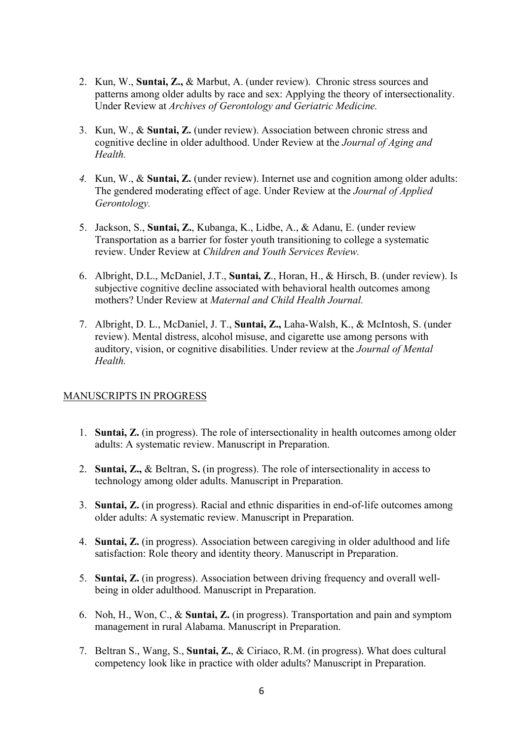2. Kun, W., **Suntai, Z.,** & Marbut, A. (under review). Chronic stress sources and patterns among older adults by race and sex: Applying the theory of intersectionality. Under Review at *Archives of Gerontology and Geriatric Medicine.*

3. Kun, W., & **Suntai, Z.** (under review). Association between chronic stress and cognitive decline in older adulthood. Under Review at the *Journal of Aging and Health.*

4. Kun, W., & **Suntai, Z.** (under review). Internet use and cognition among older adults: The gendered moderating effect of age. Under Review at the *Journal of Applied Gerontology.*

5. Jackson, S., **Suntai, Z.**, Kubanga, K., Lidbe, A., & Adanu, E. (under review Transportation as a barrier for foster youth transitioning to college a systematic review. Under Review at *Children and Youth Services Review.*

6. Albright, D.L., McDaniel, J.T., **Suntai, Z**., Horan, H., & Hirsch, B. (under review). Is subjective cognitive decline associated with behavioral health outcomes among mothers? Under Review at *Maternal and Child Health Journal.*

7. Albright, D. L., McDaniel, J. T., **Suntai, Z.,** Laha-Walsh, K., & McIntosh, S. (under review). Mental distress, alcohol misuse, and cigarette use among persons with auditory, vision, or cognitive disabilities. Under review at the *Journal of Mental Health.*

## MANUSCRIPTS IN PROGRESS

1. **Suntai, Z.** (in progress). The role of intersectionality in health outcomes among older adults: A systematic review. Manuscript in Preparation.

2. **Suntai, Z.,** & Beltran, S**.** (in progress). The role of intersectionality in access to technology among older adults. Manuscript in Preparation.

3. **Suntai, Z.** (in progress). Racial and ethnic disparities in end-of-life outcomes among older adults: A systematic review. Manuscript in Preparation.

4. **Suntai, Z.** (in progress). Association between caregiving in older adulthood and life satisfaction: Role theory and identity theory. Manuscript in Preparation.

5. **Suntai, Z.** (in progress). Association between driving frequency and overall well-being in older adulthood. Manuscript in Preparation.

6. Noh, H., Won, C., & **Suntai, Z.** (in progress). Transportation and pain and symptom management in rural Alabama. Manuscript in Preparation.

7. Beltran S., Wang, S., **Suntai, Z.**, & Ciriaco, R.M. (in progress). What does cultural competency look like in practice with older adults? Manuscript in Preparation.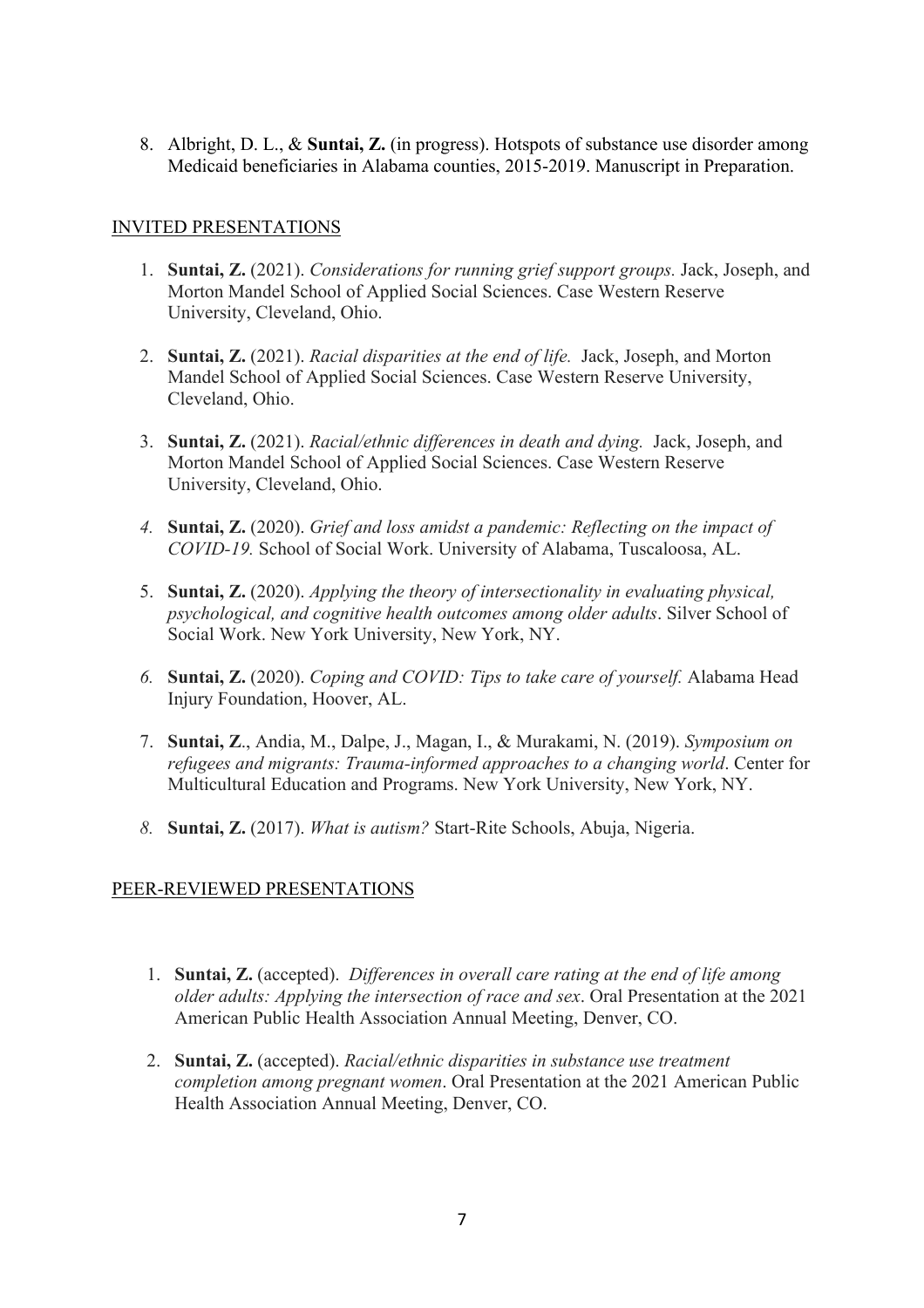8. Albright, D. L., & **Suntai, Z.** (in progress). Hotspots of substance use disorder among Medicaid beneficiaries in Alabama counties, 2015-2019. Manuscript in Preparation.

## INVITED PRESENTATIONS

1. **Suntai, Z.** (2021). *Considerations for running grief support groups.* Jack, Joseph, and Morton Mandel School of Applied Social Sciences. Case Western Reserve University, Cleveland, Ohio.

2. **Suntai, Z.** (2021). *Racial disparities at the end of life.* Jack, Joseph, and Morton Mandel School of Applied Social Sciences. Case Western Reserve University, Cleveland, Ohio.

3. **Suntai, Z.** (2021). *Racial/ethnic differences in death and dying.* Jack, Joseph, and Morton Mandel School of Applied Social Sciences. Case Western Reserve University, Cleveland, Ohio.

4. **Suntai, Z.** (2020). *Grief and loss amidst a pandemic: Reflecting on the impact of COVID-19.* School of Social Work. University of Alabama, Tuscaloosa, AL.

5. **Suntai, Z.** (2020). *Applying the theory of intersectionality in evaluating physical, psychological, and cognitive health outcomes among older adults*. Silver School of Social Work. New York University, New York, NY.

6. **Suntai, Z.** (2020). *Coping and COVID: Tips to take care of yourself.* Alabama Head Injury Foundation, Hoover, AL.

7. **Suntai, Z**., Andia, M., Dalpe, J., Magan, I., & Murakami, N. (2019). *Symposium on refugees and migrants: Trauma-informed approaches to a changing world*. Center for Multicultural Education and Programs. New York University, New York, NY.

8. **Suntai, Z.** (2017). *What is autism?* Start-Rite Schools, Abuja, Nigeria.

## PEER-REVIEWED PRESENTATIONS

1. **Suntai, Z.** (accepted). *Differences in overall care rating at the end of life among older adults: Applying the intersection of race and sex*. Oral Presentation at the 2021 American Public Health Association Annual Meeting, Denver, CO.

2. **Suntai, Z.** (accepted). *Racial/ethnic disparities in substance use treatment completion among pregnant women*. Oral Presentation at the 2021 American Public Health Association Annual Meeting, Denver, CO.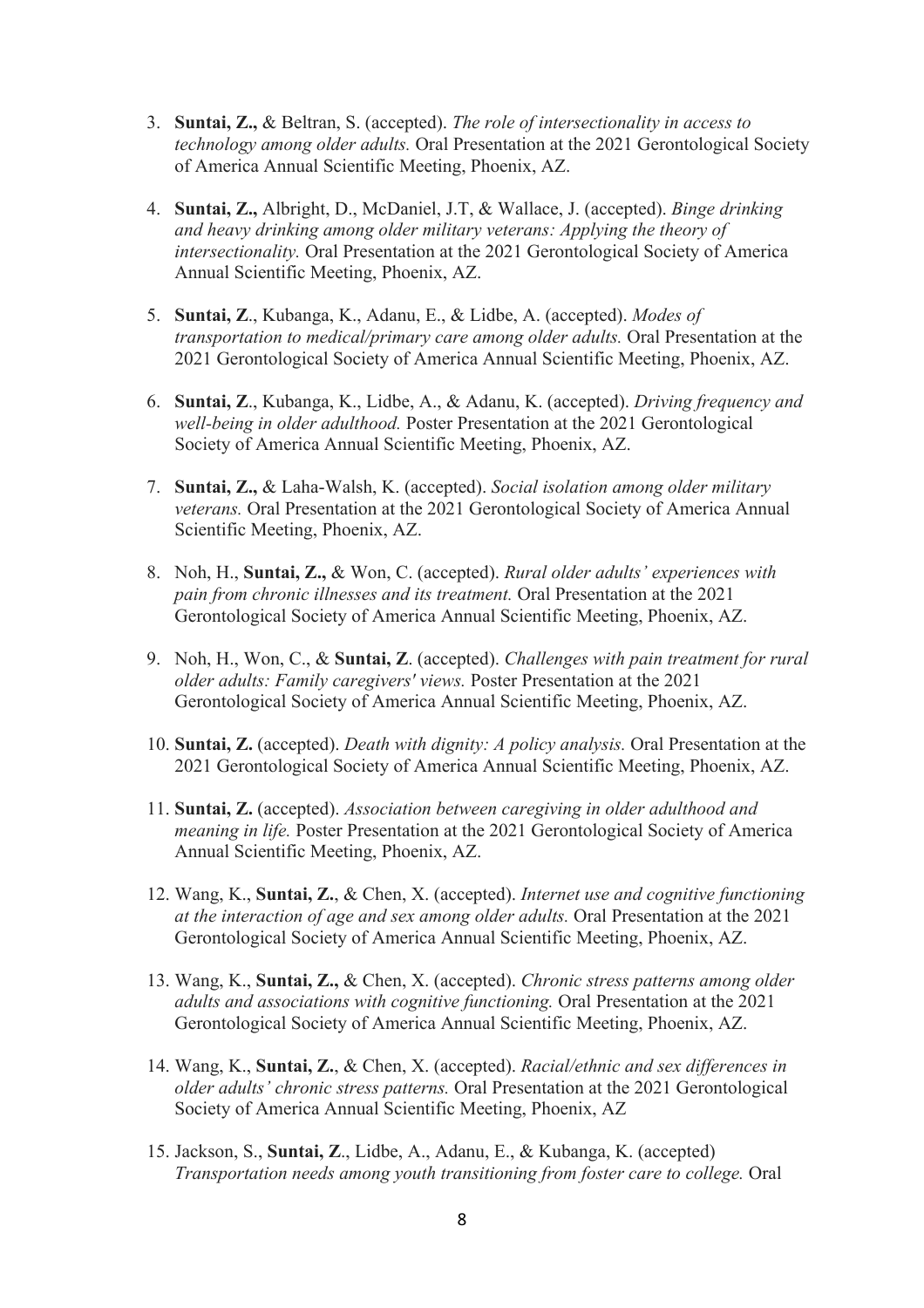3. **Suntai, Z.,** & Beltran, S. (accepted). *The role of intersectionality in access to technology among older adults.* Oral Presentation at the 2021 Gerontological Society of America Annual Scientific Meeting, Phoenix, AZ.

4. **Suntai, Z.,** Albright, D., McDaniel, J.T, & Wallace, J. (accepted). *Binge drinking and heavy drinking among older military veterans: Applying the theory of intersectionality.* Oral Presentation at the 2021 Gerontological Society of America Annual Scientific Meeting, Phoenix, AZ.

5. **Suntai, Z**., Kubanga, K., Adanu, E., & Lidbe, A. (accepted). *Modes of transportation to medical/primary care among older adults.* Oral Presentation at the 2021 Gerontological Society of America Annual Scientific Meeting, Phoenix, AZ.

6. **Suntai, Z**., Kubanga, K., Lidbe, A., & Adanu, K. (accepted). *Driving frequency and well-being in older adulthood.* Poster Presentation at the 2021 Gerontological Society of America Annual Scientific Meeting, Phoenix, AZ.

7. **Suntai, Z.,** & Laha-Walsh, K. (accepted). *Social isolation among older military veterans.* Oral Presentation at the 2021 Gerontological Society of America Annual Scientific Meeting, Phoenix, AZ.

8. Noh, H., **Suntai, Z.,** & Won, C. (accepted). *Rural older adults' experiences with pain from chronic illnesses and its treatment.* Oral Presentation at the 2021 Gerontological Society of America Annual Scientific Meeting, Phoenix, AZ.

9. Noh, H., Won, C., & **Suntai, Z**. (accepted). *Challenges with pain treatment for rural older adults: Family caregivers' views.* Poster Presentation at the 2021 Gerontological Society of America Annual Scientific Meeting, Phoenix, AZ.

10. **Suntai, Z.** (accepted). *Death with dignity: A policy analysis.* Oral Presentation at the 2021 Gerontological Society of America Annual Scientific Meeting, Phoenix, AZ.

11. **Suntai, Z.** (accepted). *Association between caregiving in older adulthood and meaning in life.* Poster Presentation at the 2021 Gerontological Society of America Annual Scientific Meeting, Phoenix, AZ.

12. Wang, K., **Suntai, Z.**, & Chen, X. (accepted). *Internet use and cognitive functioning at the interaction of age and sex among older adults.* Oral Presentation at the 2021 Gerontological Society of America Annual Scientific Meeting, Phoenix, AZ.

13. Wang, K., **Suntai, Z.,** & Chen, X. (accepted). *Chronic stress patterns among older adults and associations with cognitive functioning.* Oral Presentation at the 2021 Gerontological Society of America Annual Scientific Meeting, Phoenix, AZ.

14. Wang, K., **Suntai, Z.**, & Chen, X. (accepted). *Racial/ethnic and sex differences in older adults' chronic stress patterns.* Oral Presentation at the 2021 Gerontological Society of America Annual Scientific Meeting, Phoenix, AZ

15. Jackson, S., **Suntai, Z**., Lidbe, A., Adanu, E., & Kubanga, K. (accepted) *Transportation needs among youth transitioning from foster care to college.* Oral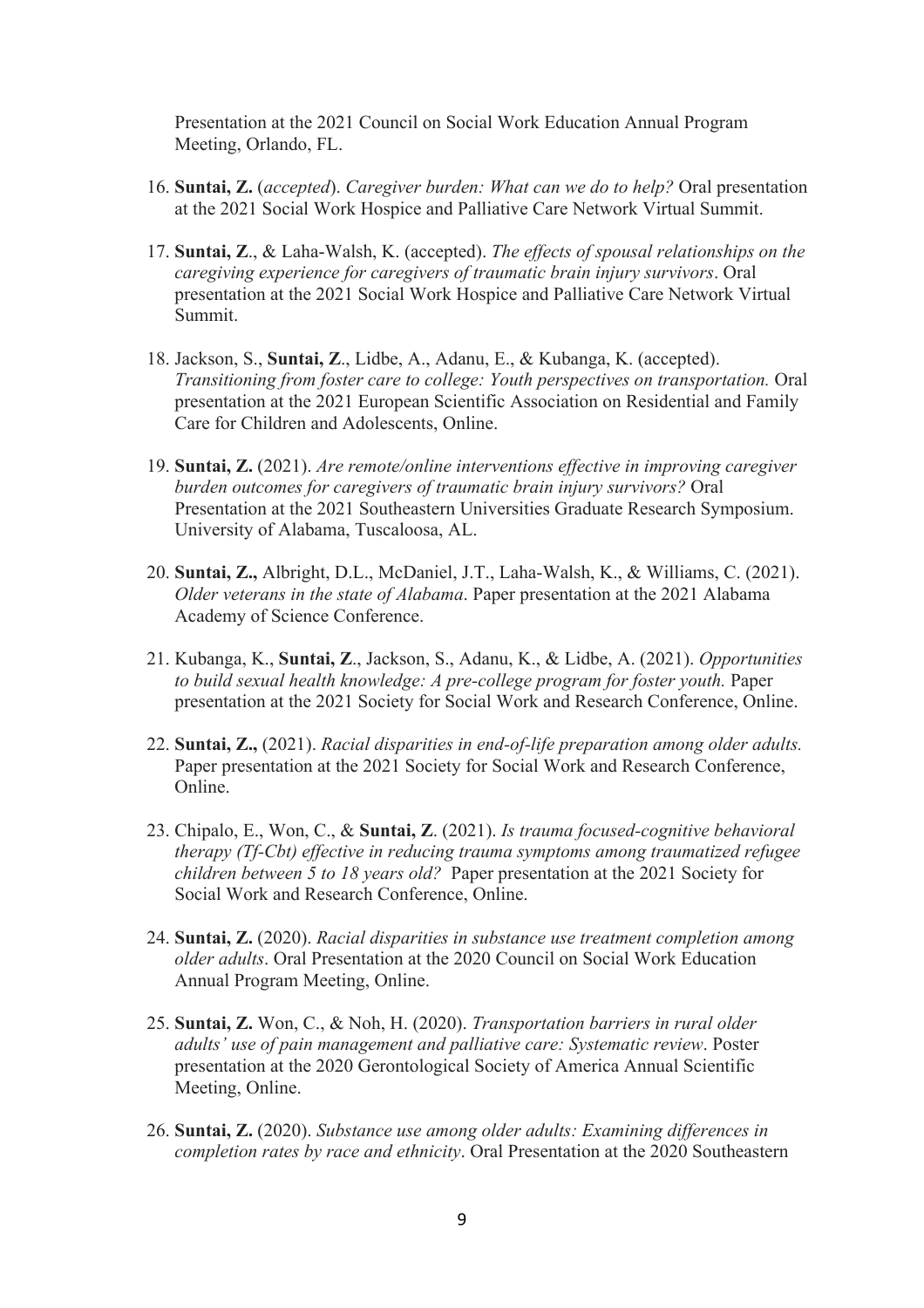Presentation at the 2021 Council on Social Work Education Annual Program Meeting, Orlando, FL.

16. **Suntai, Z.** (*accepted*). *Caregiver burden: What can we do to help?* Oral presentation at the 2021 Social Work Hospice and Palliative Care Network Virtual Summit.

17. **Suntai, Z**., & Laha-Walsh, K. (accepted). *The effects of spousal relationships on the caregiving experience for caregivers of traumatic brain injury survivors*. Oral presentation at the 2021 Social Work Hospice and Palliative Care Network Virtual Summit.

18. Jackson, S., **Suntai, Z**., Lidbe, A., Adanu, E., & Kubanga, K. (accepted). *Transitioning from foster care to college: Youth perspectives on transportation.* Oral presentation at the 2021 European Scientific Association on Residential and Family Care for Children and Adolescents, Online.

19. **Suntai, Z.** (2021). *Are remote/online interventions effective in improving caregiver burden outcomes for caregivers of traumatic brain injury survivors?* Oral Presentation at the 2021 Southeastern Universities Graduate Research Symposium. University of Alabama, Tuscaloosa, AL.

20. **Suntai, Z.,** Albright, D.L., McDaniel, J.T., Laha-Walsh, K., & Williams, C. (2021). *Older veterans in the state of Alabama*. Paper presentation at the 2021 Alabama Academy of Science Conference.

21. Kubanga, K., **Suntai, Z**., Jackson, S., Adanu, K., & Lidbe, A. (2021). *Opportunities to build sexual health knowledge: A pre-college program for foster youth.* Paper presentation at the 2021 Society for Social Work and Research Conference, Online.

22. **Suntai, Z.,** (2021). *Racial disparities in end-of-life preparation among older adults.* Paper presentation at the 2021 Society for Social Work and Research Conference, Online.

23. Chipalo, E., Won, C., & **Suntai, Z**. (2021). *Is trauma focused-cognitive behavioral therapy (Tf-Cbt) effective in reducing trauma symptoms among traumatized refugee children between 5 to 18 years old?* Paper presentation at the 2021 Society for Social Work and Research Conference, Online.

24. **Suntai, Z.** (2020). *Racial disparities in substance use treatment completion among older adults*. Oral Presentation at the 2020 Council on Social Work Education Annual Program Meeting, Online.

25. **Suntai, Z.** Won, C., & Noh, H. (2020). *Transportation barriers in rural older adults' use of pain management and palliative care: Systematic review*. Poster presentation at the 2020 Gerontological Society of America Annual Scientific Meeting, Online.

26. **Suntai, Z.** (2020). *Substance use among older adults: Examining differences in completion rates by race and ethnicity*. Oral Presentation at the 2020 Southeastern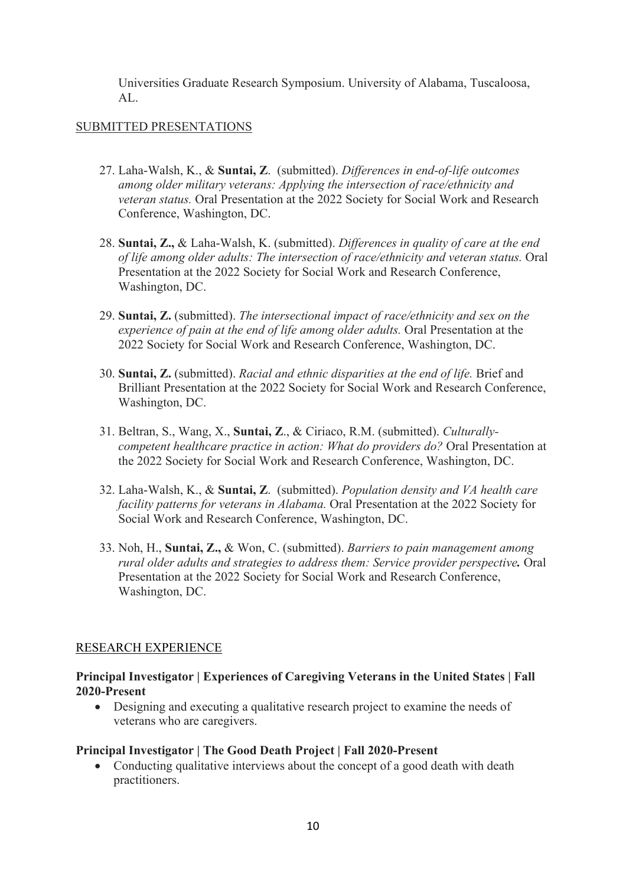Universities Graduate Research Symposium. University of Alabama, Tuscaloosa, AL.

SUBMITTED PRESENTATIONS

27. Laha-Walsh, K., & **Suntai, Z**. (submitted). *Differences in end-of-life outcomes among older military veterans: Applying the intersection of race/ethnicity and veteran status.* Oral Presentation at the 2022 Society for Social Work and Research Conference, Washington, DC.

28. **Suntai, Z.,** & Laha-Walsh, K. (submitted). *Differences in quality of care at the end of life among older adults: The intersection of race/ethnicity and veteran status.* Oral Presentation at the 2022 Society for Social Work and Research Conference, Washington, DC.

29. **Suntai, Z.** (submitted). *The intersectional impact of race/ethnicity and sex on the experience of pain at the end of life among older adults.* Oral Presentation at the 2022 Society for Social Work and Research Conference, Washington, DC.

30. **Suntai, Z.** (submitted). *Racial and ethnic disparities at the end of life.* Brief and Brilliant Presentation at the 2022 Society for Social Work and Research Conference, Washington, DC.

31. Beltran, S., Wang, X., **Suntai, Z**., & Ciriaco, R.M. (submitted). *Culturally-competent healthcare practice in action: What do providers do?* Oral Presentation at the 2022 Society for Social Work and Research Conference, Washington, DC.

32. Laha-Walsh, K., & **Suntai, Z**. (submitted). *Population density and VA health care facility patterns for veterans in Alabama.* Oral Presentation at the 2022 Society for Social Work and Research Conference, Washington, DC.

33. Noh, H., **Suntai, Z.,** & Won, C. (submitted). *Barriers to pain management among rural older adults and strategies to address them: Service provider perspective.* Oral Presentation at the 2022 Society for Social Work and Research Conference, Washington, DC.

RESEARCH EXPERIENCE

**Principal Investigator | Experiences of Caregiving Veterans in the United States | Fall 2020-Present**

- Designing and executing a qualitative research project to examine the needs of veterans who are caregivers.

**Principal Investigator | The Good Death Project | Fall 2020-Present**

- Conducting qualitative interviews about the concept of a good death with death practitioners.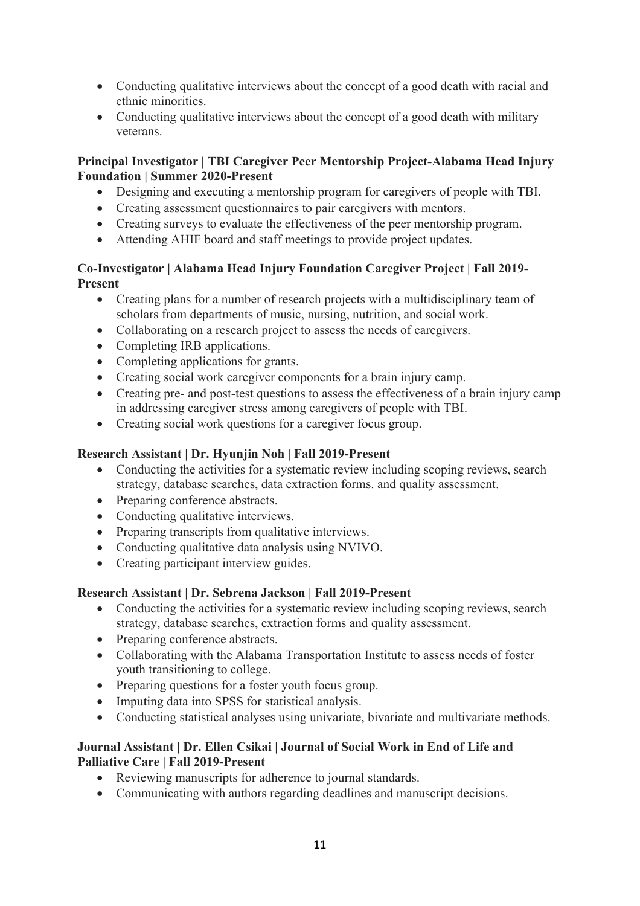- Conducting qualitative interviews about the concept of a good death with racial and ethnic minorities.
- Conducting qualitative interviews about the concept of a good death with military veterans.

**Principal Investigator | TBI Caregiver Peer Mentorship Project-Alabama Head Injury Foundation | Summer 2020-Present**

- Designing and executing a mentorship program for caregivers of people with TBI.
- Creating assessment questionnaires to pair caregivers with mentors.
- Creating surveys to evaluate the effectiveness of the peer mentorship program.
- Attending AHIF board and staff meetings to provide project updates.

**Co-Investigator | Alabama Head Injury Foundation Caregiver Project | Fall 2019-Present**

- Creating plans for a number of research projects with a multidisciplinary team of scholars from departments of music, nursing, nutrition, and social work.
- Collaborating on a research project to assess the needs of caregivers.
- Completing IRB applications.
- Completing applications for grants.
- Creating social work caregiver components for a brain injury camp.
- Creating pre- and post-test questions to assess the effectiveness of a brain injury camp in addressing caregiver stress among caregivers of people with TBI.
- Creating social work questions for a caregiver focus group.

**Research Assistant | Dr. Hyunjin Noh | Fall 2019-Present**

- Conducting the activities for a systematic review including scoping reviews, search strategy, database searches, data extraction forms. and quality assessment.
- Preparing conference abstracts.
- Conducting qualitative interviews.
- Preparing transcripts from qualitative interviews.
- Conducting qualitative data analysis using NVIVO.
- Creating participant interview guides.

**Research Assistant | Dr. Sebrena Jackson | Fall 2019-Present**

- Conducting the activities for a systematic review including scoping reviews, search strategy, database searches, extraction forms and quality assessment.
- Preparing conference abstracts.
- Collaborating with the Alabama Transportation Institute to assess needs of foster youth transitioning to college.
- Preparing questions for a foster youth focus group.
- Imputing data into SPSS for statistical analysis.
- Conducting statistical analyses using univariate, bivariate and multivariate methods.

**Journal Assistant | Dr. Ellen Csikai | Journal of Social Work in End of Life and Palliative Care | Fall 2019-Present**

- Reviewing manuscripts for adherence to journal standards.
- Communicating with authors regarding deadlines and manuscript decisions.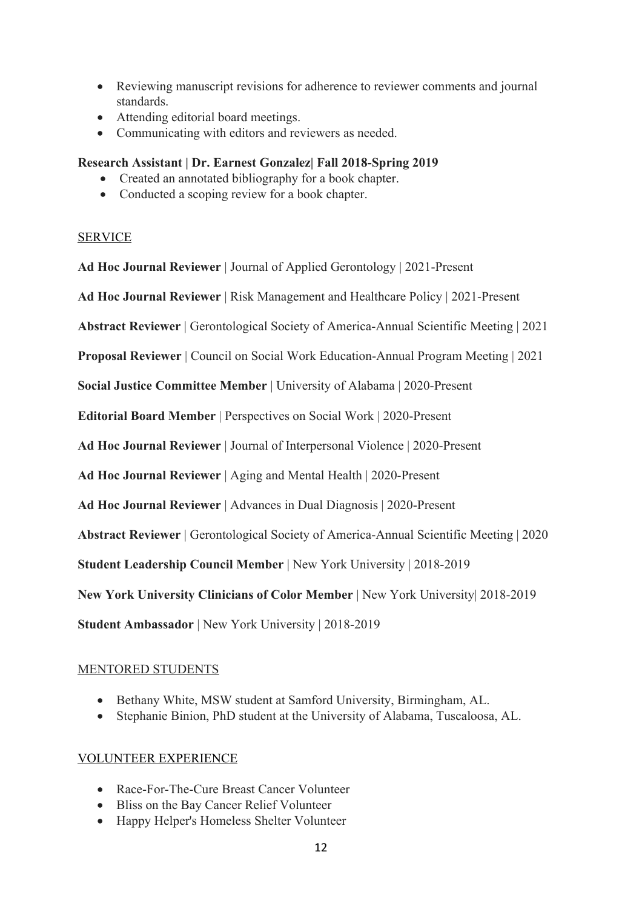- Reviewing manuscript revisions for adherence to reviewer comments and journal standards.
- Attending editorial board meetings.
- Communicating with editors and reviewers as needed.

**Research Assistant | Dr. Earnest Gonzalez| Fall 2018-Spring 2019**

- Created an annotated bibliography for a book chapter.
- Conducted a scoping review for a book chapter.

## SERVICE

**Ad Hoc Journal Reviewer** | Journal of Applied Gerontology | 2021-Present

**Ad Hoc Journal Reviewer** | Risk Management and Healthcare Policy | 2021-Present

**Abstract Reviewer** | Gerontological Society of America-Annual Scientific Meeting | 2021

**Proposal Reviewer** | Council on Social Work Education-Annual Program Meeting | 2021

**Social Justice Committee Member** | University of Alabama | 2020-Present

**Editorial Board Member** | Perspectives on Social Work | 2020-Present

**Ad Hoc Journal Reviewer** | Journal of Interpersonal Violence | 2020-Present

**Ad Hoc Journal Reviewer** | Aging and Mental Health | 2020-Present

**Ad Hoc Journal Reviewer** | Advances in Dual Diagnosis | 2020-Present

**Abstract Reviewer** | Gerontological Society of America-Annual Scientific Meeting | 2020

**Student Leadership Council Member** | New York University | 2018-2019

**New York University Clinicians of Color Member** | New York University| 2018-2019

**Student Ambassador** | New York University | 2018-2019

## MENTORED STUDENTS

- Bethany White, MSW student at Samford University, Birmingham, AL.
- Stephanie Binion, PhD student at the University of Alabama, Tuscaloosa, AL.

## VOLUNTEER EXPERIENCE

- Race-For-The-Cure Breast Cancer Volunteer
- Bliss on the Bay Cancer Relief Volunteer
- Happy Helper's Homeless Shelter Volunteer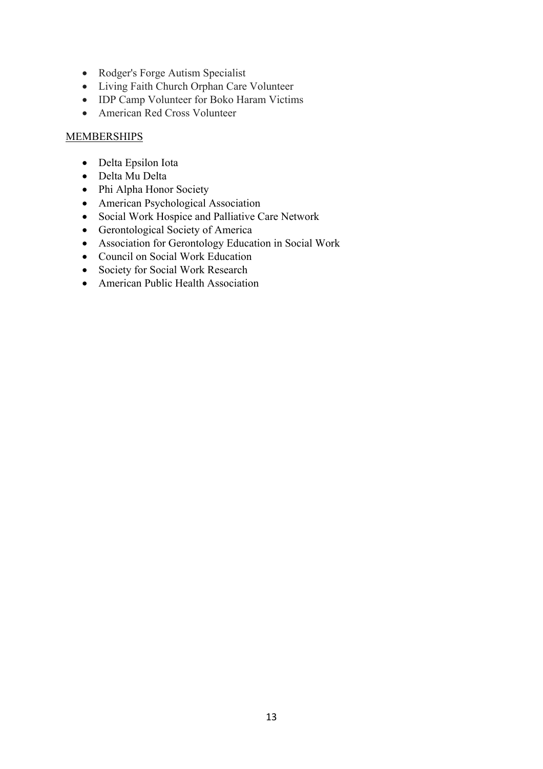- Rodger's Forge Autism Specialist
- Living Faith Church Orphan Care Volunteer
- IDP Camp Volunteer for Boko Haram Victims
- American Red Cross Volunteer

## MEMBERSHIPS

- Delta Epsilon Iota
- Delta Mu Delta
- Phi Alpha Honor Society
- American Psychological Association
- Social Work Hospice and Palliative Care Network
- Gerontological Society of America
- Association for Gerontology Education in Social Work
- Council on Social Work Education
- Society for Social Work Research
- American Public Health Association